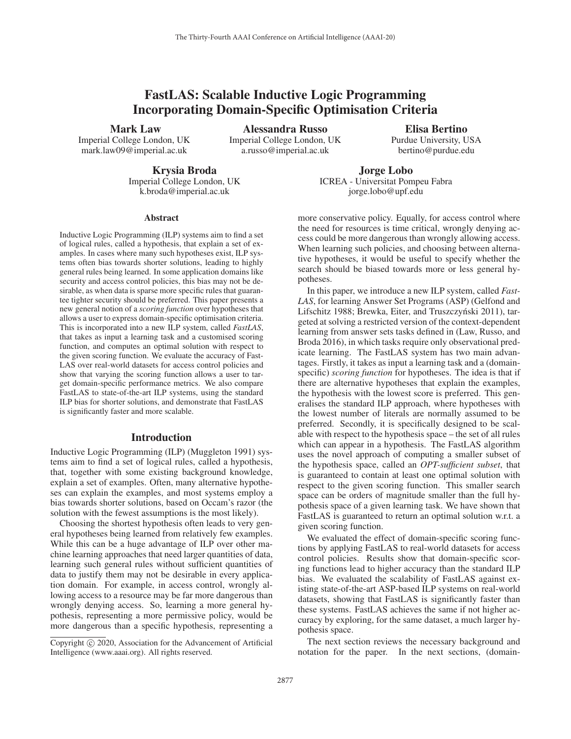# FastLAS: Scalable Inductive Logic Programming Incorporating Domain-Specific Optimisation Criteria

**Mark Law**
Imperial College London, UK
mark.law09@imperial.ac.uk

**Alessandra Russo**
Imperial College London, UK
a.russo@imperial.ac.uk

**Elisa Bertino**
Purdue University, USA
bertino@purdue.edu

**Krysia Broda**
Imperial College London, UK
k.broda@imperial.ac.uk

**Jorge Lobo**
ICREA - Universitat Pompeu Fabra
jorge.lobo@upf.edu

## Abstract

Inductive Logic Programming (ILP) systems aim to find a set of logical rules, called a hypothesis, that explain a set of examples. In cases where many such hypotheses exist, ILP systems often bias towards shorter solutions, leading to highly general rules being learned. In some application domains like security and access control policies, this bias may not be desirable, as when data is sparse more specific rules that guarantee tighter security should be preferred. This paper presents a new general notion of a *scoring function* over hypotheses that allows a user to express domain-specific optimisation criteria. This is incorporated into a new ILP system, called *FastLAS*, that takes as input a learning task and a customised scoring function, and computes an optimal solution with respect to the given scoring function. We evaluate the accuracy of FastLAS over real-world datasets for access control policies and show that varying the scoring function allows a user to target domain-specific performance metrics. We also compare FastLAS to state-of-the-art ILP systems, using the standard ILP bias for shorter solutions, and demonstrate that FastLAS is significantly faster and more scalable.

## Introduction

Inductive Logic Programming (ILP) (Muggleton 1991) systems aim to find a set of logical rules, called a hypothesis, that, together with some existing background knowledge, explain a set of examples. Often, many alternative hypotheses can explain the examples, and most systems employ a bias towards shorter solutions, based on Occam's razor (the solution with the fewest assumptions is the most likely).

Choosing the shortest hypothesis often leads to very general hypotheses being learned from relatively few examples. While this can be a huge advantage of ILP over other machine learning approaches that need larger quantities of data, learning such general rules without sufficient quantities of data to justify them may not be desirable in every application domain. For example, in access control, wrongly allowing access to a resource may be far more dangerous than wrongly denying access. So, learning a more general hypothesis, representing a more permissive policy, would be more dangerous than a specific hypothesis, representing a more conservative policy. Equally, for access control where the need for resources is time critical, wrongly denying access could be more dangerous than wrongly allowing access. When learning such policies, and choosing between alternative hypotheses, it would be useful to specify whether the search should be biased towards more or less general hypotheses.

In this paper, we introduce a new ILP system, called *FastLAS*, for learning Answer Set Programs (ASP) (Gelfond and Lifschitz 1988; Brewka, Eiter, and Truszczyński 2011), targeted at solving a restricted version of the context-dependent learning from answer sets tasks defined in (Law, Russo, and Broda 2016), in which tasks require only observational predicate learning. The FastLAS system has two main advantages. Firstly, it takes as input a learning task and a (domain-specific) *scoring function* for hypotheses. The idea is that if there are alternative hypotheses that explain the examples, the hypothesis with the lowest score is preferred. This generalises the standard ILP approach, where hypotheses with the lowest number of literals are normally assumed to be preferred. Secondly, it is specifically designed to be scalable with respect to the hypothesis space – the set of all rules which can appear in a hypothesis. The FastLAS algorithm uses the novel approach of computing a smaller subset of the hypothesis space, called an *OPT-sufficient subset*, that is guaranteed to contain at least one optimal solution with respect to the given scoring function. This smaller search space can be orders of magnitude smaller than the full hypothesis space of a given learning task. We have shown that FastLAS is guaranteed to return an optimal solution w.r.t. a given scoring function.

We evaluated the effect of domain-specific scoring functions by applying FastLAS to real-world datasets for access control policies. Results show that domain-specific scoring functions lead to higher accuracy than the standard ILP bias. We evaluated the scalability of FastLAS against existing state-of-the-art ASP-based ILP systems on real-world datasets, showing that FastLAS is significantly faster than these systems. FastLAS achieves the same if not higher accuracy by exploring, for the same dataset, a much larger hypothesis space.

The next section reviews the necessary background and notation for the paper. In the next sections, (domain-

Copyright © 2020, Association for the Advancement of Artificial Intelligence (www.aaai.org). All rights reserved.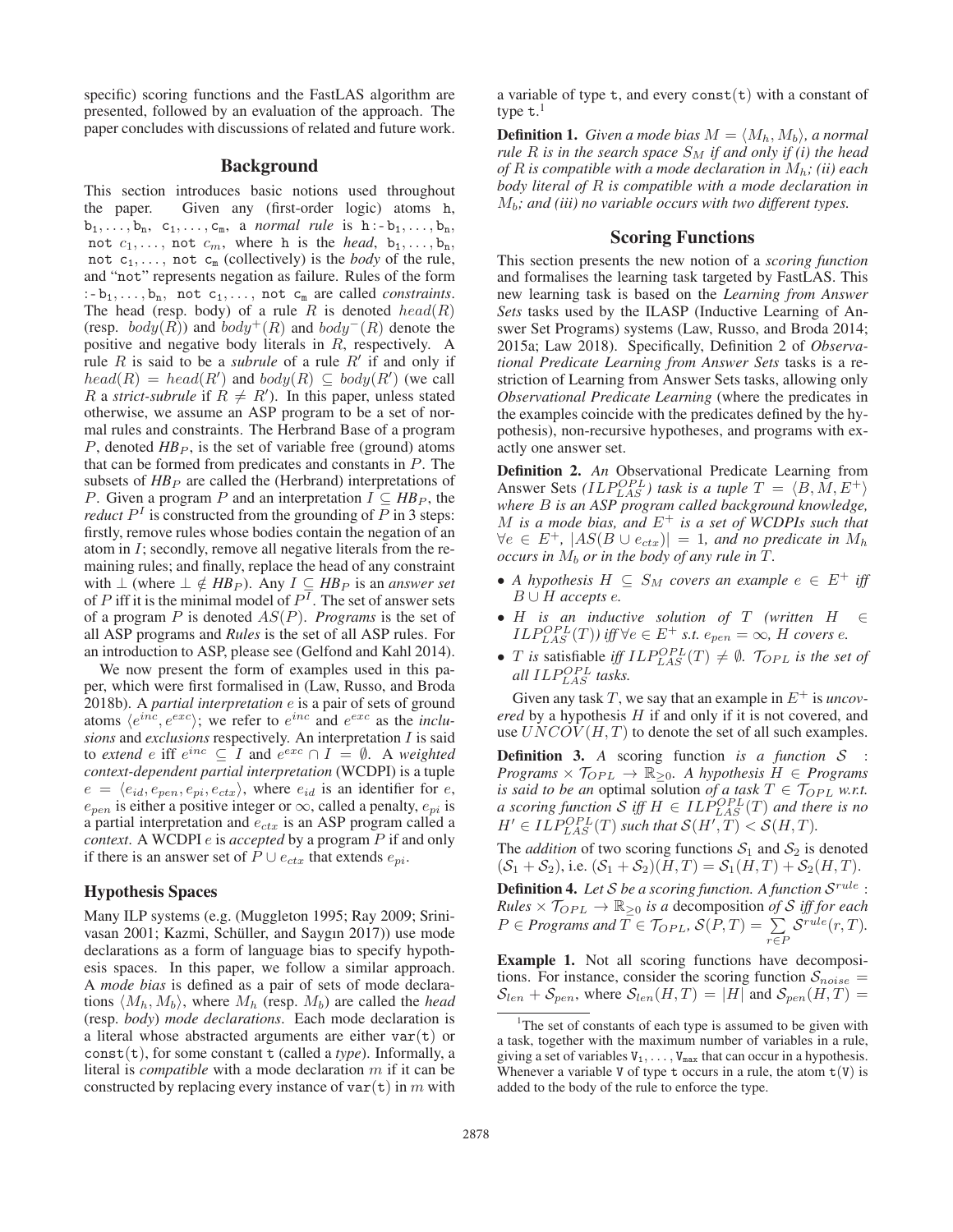specific) scoring functions and the FastLAS algorithm are presented, followed by an evaluation of the approach. The paper concludes with discussions of related and future work.

## Background

This section introduces basic notions used throughout the paper. Given any (first-order logic) atoms h, $\mathtt{b_1}, \ldots, \mathtt{b_n}$, $\mathtt{c_1}, \ldots, \mathtt{c_m}$, a *normal rule* is $\mathtt{h}$ :- $\mathtt{b_1}, \ldots, \mathtt{b_n}$, not $c_1, \ldots,$ not $c_m$, where h is the *head*, $\mathtt{b_1}, \ldots, \mathtt{b_n}$, not $\mathtt{c_1}, \ldots,$ not $\mathtt{c_m}$ (collectively) is the *body* of the rule, and "not" represents negation as failure. Rules of the form :- $\mathtt{b_1}, \ldots, \mathtt{b_n}$, not $\mathtt{c_1}, \ldots,$ not $\mathtt{c_m}$ are called *constraints*. The head (resp. body) of a rule $R$ is denoted $head(R)$ (resp. $body(R)$) and $body^+(R)$ and $body^-(R)$ denote the positive and negative body literals in $R$, respectively. A rule $R$ is said to be a *subrule* of a rule $R'$ if and only if $head(R) = head(R')$ and $body(R) \subseteq body(R')$ (we call $R$ a *strict-subrule* if $R \neq R'$). In this paper, unless stated otherwise, we assume an ASP program to be a set of normal rules and constraints. The Herbrand Base of a program $P$, denoted $\boldsymbol{HB}_P$, is the set of variable free (ground) atoms that can be formed from predicates and constants in $P$. The subsets of $\boldsymbol{HB}_P$ are called the (Herbrand) interpretations of $P$. Given a program $P$ and an interpretation $I \subseteq \boldsymbol{HB}_P$, the *reduct* $P^I$ is constructed from the grounding of $P$ in 3 steps: firstly, remove rules whose bodies contain the negation of an atom in $I$; secondly, remove all negative literals from the remaining rules; and finally, replace the head of any constraint with $\perp$ (where $\perp \notin \boldsymbol{HB}_P$). Any $I \subseteq \boldsymbol{HB}_P$ is an *answer set* of $P$ iff it is the minimal model of $P^I$. The set of answer sets of a program $P$ is denoted $AS(P)$. *Programs* is the set of all ASP programs and *Rules* is the set of all ASP rules. For an introduction to ASP, please see (Gelfond and Kahl 2014).

We now present the form of examples used in this paper, which were first formalised in (Law, Russo, and Broda 2018b). A *partial interpretation* $e$ is a pair of sets of ground atoms $\langle e^{inc}, e^{exc}\rangle$; we refer to $e^{inc}$ and $e^{exc}$ as the *inclusions* and *exclusions* respectively. An interpretation $I$ is said to *extend* $e$ iff $e^{inc} \subseteq I$ and $e^{exc} \cap I = \emptyset$. A *weighted context-dependent partial interpretation* (WCDPI) is a tuple $e = \langle e_{id}, e_{pen}, e_{pi}, e_{ctx}\rangle$, where $e_{id}$ is an identifier for $e$, $e_{pen}$ is either a positive integer or $\infty$, called a penalty, $e_{pi}$ is a partial interpretation and $e_{ctx}$ is an ASP program called a *context*. A WCDPI $e$ is *accepted* by a program $P$ if and only if there is an answer set of $P \cup e_{ctx}$ that extends $e_{pi}$.

### Hypothesis Spaces

Many ILP systems (e.g. (Muggleton 1995; Ray 2009; Srinivasan 2001; Kazmi, Schüller, and Saygın 2017)) use mode declarations as a form of language bias to specify hypothesis spaces. In this paper, we follow a similar approach. A *mode bias* is defined as a pair of sets of mode declarations $\langle M_h, M_b\rangle$, where $M_h$ (resp. $M_b$) are called the *head* (resp. *body*) *mode declarations*. Each mode declaration is a literal whose abstracted arguments are either var(t) or const(t), for some constant t (called a *type*). Informally, a literal is *compatible* with a mode declaration $m$ if it can be constructed by replacing every instance of var(t) in $m$ with a variable of type t, and every const(t) with a constant of type t.[1]

**Definition 1.** *Given a mode bias $M = \langle M_h, M_b\rangle$, a normal rule $R$ is in the search space $S_M$ if and only if (i) the head of $R$ is compatible with a mode declaration in $M_h$; (ii) each body literal of $R$ is compatible with a mode declaration in $M_b$; and (iii) no variable occurs with two different types.*

## Scoring Functions

This section presents the new notion of a *scoring function* and formalises the learning task targeted by FastLAS. This new learning task is based on the *Learning from Answer Sets* tasks used by the ILASP (Inductive Learning of Answer Set Programs) systems (Law, Russo, and Broda 2014; 2015a; Law 2018). Specifically, Definition 2 of *Observational Predicate Learning from Answer Sets* tasks is a restriction of Learning from Answer Sets tasks, allowing only *Observational Predicate Learning* (where the predicates in the examples coincide with the predicates defined by the hypothesis), non-recursive hypotheses, and programs with exactly one answer set.

**Definition 2.** *An* Observational Predicate Learning from Answer Sets *($ILP^{OPL}_{LAS}$) task is a tuple $T = \langle B, M, E^+\rangle$ where $B$ is an ASP program called background knowledge, $M$ is a mode bias, and $E^+$ is a set of WCDPIs such that $\forall e \in E^+$, $|AS(B \cup e_{ctx})| = 1$, and no predicate in $M_h$ occurs in $M_b$ or in the body of any rule in $T$.*

- *A hypothesis $H \subseteq S_M$ covers an example $e \in E^+$ iff $B \cup H$ accepts $e$.*
- *$H$ is an inductive solution of $T$ (written $H \in ILP^{OPL}_{LAS}(T)$) iff $\forall e \in E^+$ s.t. $e_{pen} = \infty$, $H$ covers $e$.*
- *$T$ is* satisfiable *iff $ILP^{OPL}_{LAS}(T) \neq \emptyset$. $\mathcal{T}_{OPL}$ is the set of all $ILP^{OPL}_{LAS}$ tasks.*

Given any task $T$, we say that an example in $E^+$ is *uncovered* by a hypothesis $H$ if and only if it is not covered, and use $UNCOV(H, T)$ to denote the set of all such examples.

**Definition 3.** *A* scoring function *is a function $\mathcal{S}$ : Programs $\times\, \mathcal{T}_{OPL} \rightarrow \mathbb{R}_{\geq 0}$. A hypothesis $H \in$ Programs is said to be an* optimal solution *of a task $T \in \mathcal{T}_{OPL}$ w.r.t. a scoring function $\mathcal{S}$ iff $H \in ILP^{OPL}_{LAS}(T)$ and there is no $H' \in ILP^{OPL}_{LAS}(T)$ such that $\mathcal{S}(H', T) < \mathcal{S}(H, T)$.*

The *addition* of two scoring functions $\mathcal{S}_1$ and $\mathcal{S}_2$ is denoted $(\mathcal{S}_1 + \mathcal{S}_2)$, i.e. $(\mathcal{S}_1 + \mathcal{S}_2)(H, T) = \mathcal{S}_1(H, T) + \mathcal{S}_2(H, T)$.

**Definition 4.** *Let $\mathcal{S}$ be a scoring function. A function $\mathcal{S}^{rule}$ : Rules $\times\, \mathcal{T}_{OPL} \rightarrow \mathbb{R}_{\geq 0}$ is a* decomposition *of $\mathcal{S}$ iff for each $P \in$ Programs and $T \in \mathcal{T}_{OPL}$, $\mathcal{S}(P, T) = \sum_{r \in P} \mathcal{S}^{rule}(r, T)$.*

**Example 1.** Not all scoring functions have decompositions. For instance, consider the scoring function $\mathcal{S}_{noise} = \mathcal{S}_{len} + \mathcal{S}_{pen}$, where $\mathcal{S}_{len}(H, T) = |H|$ and $\mathcal{S}_{pen}(H, T) =$

[1] The set of constants of each type is assumed to be given with a task, together with the maximum number of variables in a rule, giving a set of variables $\mathtt{V_1}, \ldots, \mathtt{V_{max}}$ that can occur in a hypothesis. Whenever a variable V of type t occurs in a rule, the atom t(V) is added to the body of the rule to enforce the type.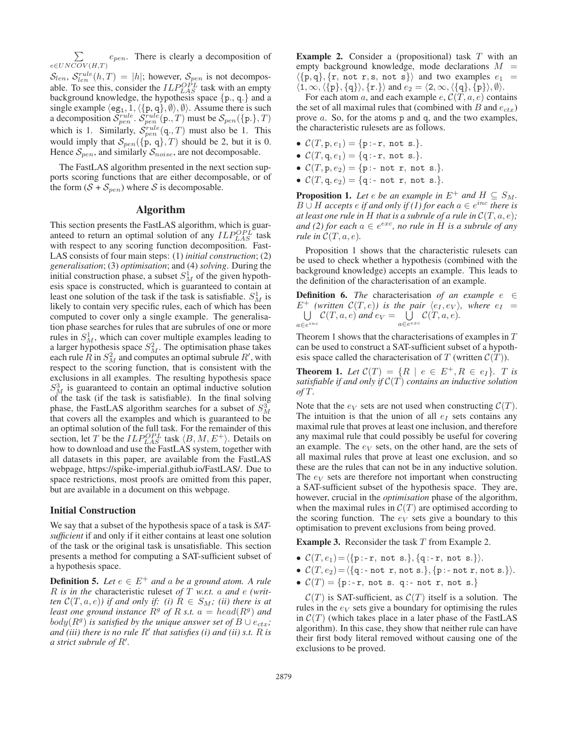$\sum_{e \in UNCOV(H,T)} e_{pen}$. There is clearly a decomposition of $\mathcal{S}_{len}$, $\mathcal{S}^{rule}_{len}(h,T) = |h|$; however, $\mathcal{S}_{pen}$ is not decomposable. To see this, consider the $ILP^{OPL}_{LAS}$ task with an empty background knowledge, the hypothesis space {p., q.} and a single example $\langle \texttt{eg}_1, 1, \langle \{\texttt{p}, \texttt{q}\}, \emptyset \rangle, \emptyset \rangle$. Assume there is such a decomposition $\mathcal{S}^{rule}_{pen}$. $\mathcal{S}^{rule}_{pen}(\texttt{p.}, T)$ must be $\mathcal{S}_{pen}(\{\texttt{p.}\}, T)$ which is 1. Similarly, $\mathcal{S}^{rule}_{pen}(\texttt{q.}, T)$ must also be 1. This would imply that $\mathcal{S}_{pen}(\{\texttt{p}, \texttt{q}\}, T)$ should be 2, but it is 0. Hence $\mathcal{S}_{pen}$, and similarly $\mathcal{S}_{noise}$, are not decomposable.

The FastLAS algorithm presented in the next section supports scoring functions that are either decomposable, or of the form $(\mathcal{S} + \mathcal{S}_{pen})$ where $\mathcal{S}$ is decomposable.

## Algorithm

This section presents the FastLAS algorithm, which is guaranteed to return an optimal solution of any $ILP^{OPL}_{LAS}$ task with respect to any scoring function decomposition. FastLAS consists of four main steps: (1) *initial construction*; (2) *generalisation*; (3) *optimisation*; and (4) *solving*. During the initial construction phase, a subset $S^1_M$ of the given hypothesis space is constructed, which is guaranteed to contain at least one solution of the task if the task is satisfiable. $S^1_M$ is likely to contain very specific rules, each of which has been computed to cover only a single example. The generalisation phase searches for rules that are subrules of one or more rules in $S^1_M$, which can cover multiple examples leading to a larger hypothesis space $S^2_M$. The optimisation phase takes each rule $R$ in $S^2_M$ and computes an optimal subrule $R'$, with respect to the scoring function, that is consistent with the exclusions in all examples. The resulting hypothesis space $S^3_M$ is guaranteed to contain an optimal inductive solution of the task (if the task is satisfiable). In the final solving phase, the FastLAS algorithm searches for a subset of $S^3_M$ that covers all the examples and which is guaranteed to be an optimal solution of the full task. For the remainder of this section, let $T$ be the $ILP^{OPL}_{LAS}$ task $\langle B, M, E^+ \rangle$. Details on how to download and use the FastLAS system, together with all datasets in this paper, are available from the FastLAS webpage, https://spike-imperial.github.io/FastLAS/. Due to space restrictions, most proofs are omitted from this paper, but are available in a document on this webpage.

### Initial Construction

We say that a subset of the hypothesis space of a task is *SAT-sufficient* if and only if it either contains at least one solution of the task or the original task is unsatisfiable. This section presents a method for computing a SAT-sufficient subset of a hypothesis space.

**Definition 5.** *Let $e \in E^+$ and $a$ be a ground atom. A rule $R$ is in the* characteristic ruleset *of $T$ w.r.t. $a$ and $e$ (written $\mathcal{C}(T, a, e)$) if and only if: (i) $R \in S_M$; (ii) there is at least one ground instance $R^g$ of $R$ s.t. $a = head(R^g)$ and $body(R^g)$ is satisfied by the unique answer set of $B \cup e_{ctx}$; and (iii) there is no rule $R'$ that satisfies (i) and (ii) s.t. $R$ is a strict subrule of $R'$.*

**Example 2.** Consider a (propositional) task $T$ with an empty background knowledge, mode declarations $M = \langle \{\texttt{p}, \texttt{q}\}, \{\texttt{r}, \texttt{not r}, \texttt{s}, \texttt{not s}\} \rangle$ and two examples $e_1 = \langle 1, \infty, \langle \{\texttt{p}\}, \{\texttt{q}\} \rangle, \{\texttt{r.}\} \rangle$ and $e_2 = \langle 2, \infty, \langle \{\texttt{q}\}, \{\texttt{p}\} \rangle, \emptyset \rangle$.

For each atom $a$, and each example $e$, $\mathcal{C}(T, a, e)$ contains the set of all maximal rules that (combined with $B$ and $e_{ctx}$) prove $a$. So, for the atoms p and q, and the two examples, the characteristic rulesets are as follows.

- $\mathcal{C}(T, \texttt{p}, e_1) = \{\texttt{p:-r, not s.}\}$.
- $\mathcal{C}(T, \texttt{q}, e_1) = \{\texttt{q:-r, not s.}\}$.
- $\mathcal{C}(T, \texttt{p}, e_2) = \{\texttt{p:- not r, not s.}\}$.
- $\mathcal{C}(T, \texttt{q}, e_2) = \{\texttt{q:- not r, not s.}\}$.

**Proposition 1.** *Let $e$ be an example in $E^+$ and $H \subseteq S_M$. $B \cup H$ accepts $e$ if and only if (1) for each $a \in e^{inc}$ there is at least one rule in $H$ that is a subrule of a rule in $\mathcal{C}(T, a, e)$; and (2) for each $a \in e^{exc}$, no rule in $H$ is a subrule of any rule in $\mathcal{C}(T, a, e)$.*

Proposition 1 shows that the characteristic rulesets can be used to check whether a hypothesis (combined with the background knowledge) accepts an example. This leads to the definition of the characterisation of an example.

**Definition 6.** *The* characterisation *of an example $e \in E^+$ (written $\mathcal{C}(T, e)$) is the pair $\langle e_I, e_V \rangle$, where $e_I = \bigcup_{a \in e^{inc}} \mathcal{C}(T, a, e)$ and $e_V = \bigcup_{a \in e^{exc}} \mathcal{C}(T, a, e)$.*

Theorem 1 shows that the characterisations of examples in $T$ can be used to construct a SAT-sufficient subset of a hypothesis space called the characterisation of $T$ (written $\mathcal{C}(T)$).

**Theorem 1.** *Let $\mathcal{C}(T) = \{R \mid e \in E^+, R \in e_I\}$. $T$ is satisfiable if and only if $\mathcal{C}(T)$ contains an inductive solution of $T$.*

Note that the $e_V$ sets are not used when constructing $\mathcal{C}(T)$. The intuition is that the union of all $e_I$ sets contains any maximal rule that proves at least one inclusion, and therefore any maximal rule that could possibly be useful for covering an example. The $e_V$ sets, on the other hand, are the sets of all maximal rules that prove at least one exclusion, and so these are the rules that can not be in any inductive solution. The $e_V$ sets are therefore not important when constructing a SAT-sufficient subset of the hypothesis space. They are, however, crucial in the *optimisation* phase of the algorithm, when the maximal rules in $\mathcal{C}(T)$ are optimised according to the scoring function. The $e_V$ sets give a boundary to this optimisation to prevent exclusions from being proved.

**Example 3.** Reconsider the task $T$ from Example 2.

- $\mathcal{C}(T, e_1) = \langle \{\texttt{p:-r, not s.}\}, \{\texttt{q:-r, not s.}\} \rangle$.
- $\mathcal{C}(T, e_2) = \langle \{\texttt{q:- not r, not s.}\}, \{\texttt{p:- not r, not s.}\} \rangle$.
- $\mathcal{C}(T) = \{\texttt{p:-r, not s. q:- not r, not s.}\}$

$\mathcal{C}(T)$ is SAT-sufficient, as $\mathcal{C}(T)$ itself is a solution. The rules in the $e_V$ sets give a boundary for optimising the rules in $\mathcal{C}(T)$ (which takes place in a later phase of the FastLAS algorithm). In this case, they show that neither rule can have their first body literal removed without causing one of the exclusions to be proved.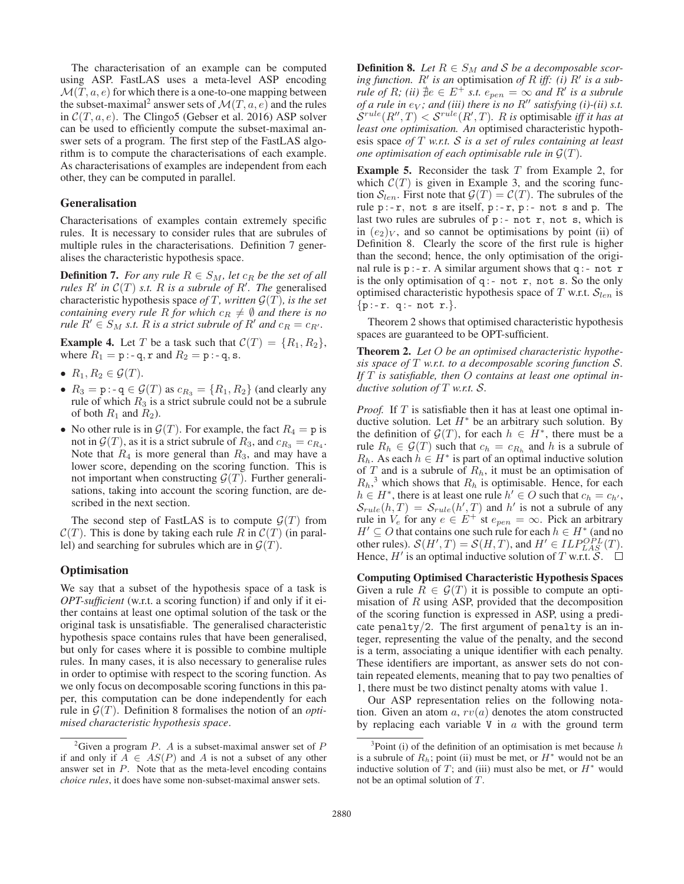The characterisation of an example can be computed using ASP. FastLAS uses a meta-level ASP encoding $\mathcal{M}(T, a, e)$ for which there is a one-to-one mapping between the subset-maximal[2] answer sets of $\mathcal{M}(T, a, e)$ and the rules in $\mathcal{C}(T, a, e)$. The Clingo5 (Gebser et al. 2016) ASP solver can be used to efficiently compute the subset-maximal answer sets of a program. The first step of the FastLAS algorithm is to compute the characterisations of each example. As characterisations of examples are independent from each other, they can be computed in parallel.

## Generalisation

Characterisations of examples contain extremely specific rules. It is necessary to consider rules that are subrules of multiple rules in the characterisations. Definition 7 generalises the characteristic hypothesis space.

**Definition 7.** *For any rule $R \in S_M$, let $c_R$ be the set of all rules $R'$ in $\mathcal{C}(T)$ s.t. $R$ is a subrule of $R'$. The* generalised characteristic hypothesis space *of $T$, written $\mathcal{G}(T)$, is the set containing every rule $R$ for which $c_R \neq \emptyset$ and there is no rule $R' \in S_M$ s.t. $R$ is a strict subrule of $R'$ and $c_R = c_{R'}$.*

**Example 4.** Let $T$ be a task such that $\mathcal{C}(T) = \{R_1, R_2\}$, where $R_1 =$ `p:-q,r` and $R_2 =$ `p:-q,s`.

- $R_1, R_2 \in \mathcal{G}(T)$.
- $R_3 =$ `p:-q` $\in \mathcal{G}(T)$ as $c_{R_3} = \{R_1, R_2\}$ (and clearly any rule of which $R_3$ is a strict subrule could not be a subrule of both $R_1$ and $R_2$).
- No other rule is in $\mathcal{G}(T)$. For example, the fact $R_4 =$ `p` is not in $\mathcal{G}(T)$, as it is a strict subrule of $R_3$, and $c_{R_3} = c_{R_4}$. Note that $R_4$ is more general than $R_3$, and may have a lower score, depending on the scoring function. This is not important when constructing $\mathcal{G}(T)$. Further generalisations, taking into account the scoring function, are described in the next section.

The second step of FastLAS is to compute $\mathcal{G}(T)$ from $\mathcal{C}(T)$. This is done by taking each rule $R$ in $\mathcal{C}(T)$ (in parallel) and searching for subrules which are in $\mathcal{G}(T)$.

## Optimisation

We say that a subset of the hypothesis space of a task is ***OPT-sufficient*** (w.r.t. a scoring function) if and only if it either contains at least one optimal solution of the task or the original task is unsatisfiable. The generalised characteristic hypothesis space contains rules that have been generalised, but only for cases where it is possible to combine multiple rules. In many cases, it is also necessary to generalise rules in order to optimise with respect to the scoring function. As we only focus on decomposable scoring functions in this paper, this computation can be done independently for each rule in $\mathcal{G}(T)$. Definition 8 formalises the notion of an *optimised characteristic hypothesis space*.

[2]Given a program $P$. $A$ is a subset-maximal answer set of $P$ if and only if $A \in AS(P)$ and $A$ is not a subset of any other answer set in $P$. Note that as the meta-level encoding contains *choice rules*, it does have some non-subset-maximal answer sets.

**Definition 8.** *Let $R \in S_M$ and $\mathcal{S}$ be a decomposable scoring function. $R'$ is an* optimisation *of $R$ iff: (i) $R'$ is a subrule of $R$; (ii) $\nexists e \in E^+$ s.t. $e_{pen} = \infty$ and $R'$ is a subrule of a rule in $e_V$; and (iii) there is no $R''$ satisfying (i)-(ii) s.t. $\mathcal{S}^{rule}(R'', T) < \mathcal{S}^{rule}(R', T)$. $R$ is* optimisable *iff it has at least one optimisation. An* optimised characteristic hypothesis space *of $T$ w.r.t. $\mathcal{S}$ is a set of rules containing at least one optimisation of each optimisable rule in $\mathcal{G}(T)$.*

**Example 5.** Reconsider the task $T$ from Example 2, for which $\mathcal{C}(T)$ is given in Example 3, and the scoring function $\mathcal{S}_{len}$. First note that $\mathcal{G}(T) = \mathcal{C}(T)$. The subrules of the rule `p:-r, not s` are itself, `p:-r`, `p:- not s` and `p`. The last two rules are subrules of `p:- not r, not s`, which is in $(e_2)_V$, and so cannot be optimisations by point (ii) of Definition 8. Clearly the score of the first rule is higher than the second; hence, the only optimisation of the original rule is `p:-r`. A similar argument shows that `q:- not r` is the only optimisation of `q:- not r, not s`. So the only optimised characteristic hypothesis space of $T$ w.r.t. $\mathcal{S}_{len}$ is `{p:-r. q:- not r.}`.

Theorem 2 shows that optimised characteristic hypothesis spaces are guaranteed to be OPT-sufficient.

**Theorem 2.** *Let $O$ be an optimised characteristic hypothesis space of $T$ w.r.t. to a decomposable scoring function $\mathcal{S}$. If $T$ is satisfiable, then $O$ contains at least one optimal inductive solution of $T$ w.r.t. $\mathcal{S}$.*

*Proof.* If $T$ is satisfiable then it has at least one optimal inductive solution. Let $H^*$ be an arbitrary such solution. By the definition of $\mathcal{G}(T)$, for each $h \in H^*$, there must be a rule $R_h \in \mathcal{G}(T)$ such that $c_h = c_{R_h}$ and $h$ is a subrule of $R_h$. As each $h \in H^*$ is part of an optimal inductive solution of $T$ and is a subrule of $R_h$, it must be an optimisation of $R_h$,[3] which shows that $R_h$ is optimisable. Hence, for each $h \in H^*$, there is at least one rule $h' \in O$ such that $c_h = c_{h'}$, $\mathcal{S}_{rule}(h, T) = \mathcal{S}_{rule}(h', T)$ and $h'$ is not a subrule of any rule in $V_e$ for any $e \in E^+$ st $e_{pen} = \infty$. Pick an arbitrary $H' \subseteq O$ that contains one such rule for each $h \in H^*$ (and no other rules). $\mathcal{S}(H', T) = \mathcal{S}(H, T)$, and $H' \in ILP^{OPL}_{LAS}(T)$. Hence, $H'$ is an optimal inductive solution of $T$ w.r.t. $\mathcal{S}$. $\square$

### Computing Optimised Characteristic Hypothesis Spaces

Given a rule $R \in \mathcal{G}(T)$ it is possible to compute an optimisation of $R$ using ASP, provided that the decomposition of the scoring function is expressed in ASP, using a predicate `penalty/2`. The first argument of `penalty` is an integer, representing the value of the penalty, and the second is a term, associating a unique identifier with each penalty. These identifiers are important, as answer sets do not contain repeated elements, meaning that to pay two penalties of 1, there must be two distinct penalty atoms with value 1.

Our ASP representation relies on the following notation. Given an atom $a$, $rv(a)$ denotes the atom constructed by replacing each variable `V` in $a$ with the ground term

[3]Point (i) of the definition of an optimisation is met because $h$ is a subrule of $R_h$; point (ii) must be met, or $H^*$ would not be an inductive solution of $T$; and (iii) must also be met, or $H^*$ would not be an optimal solution of $T$.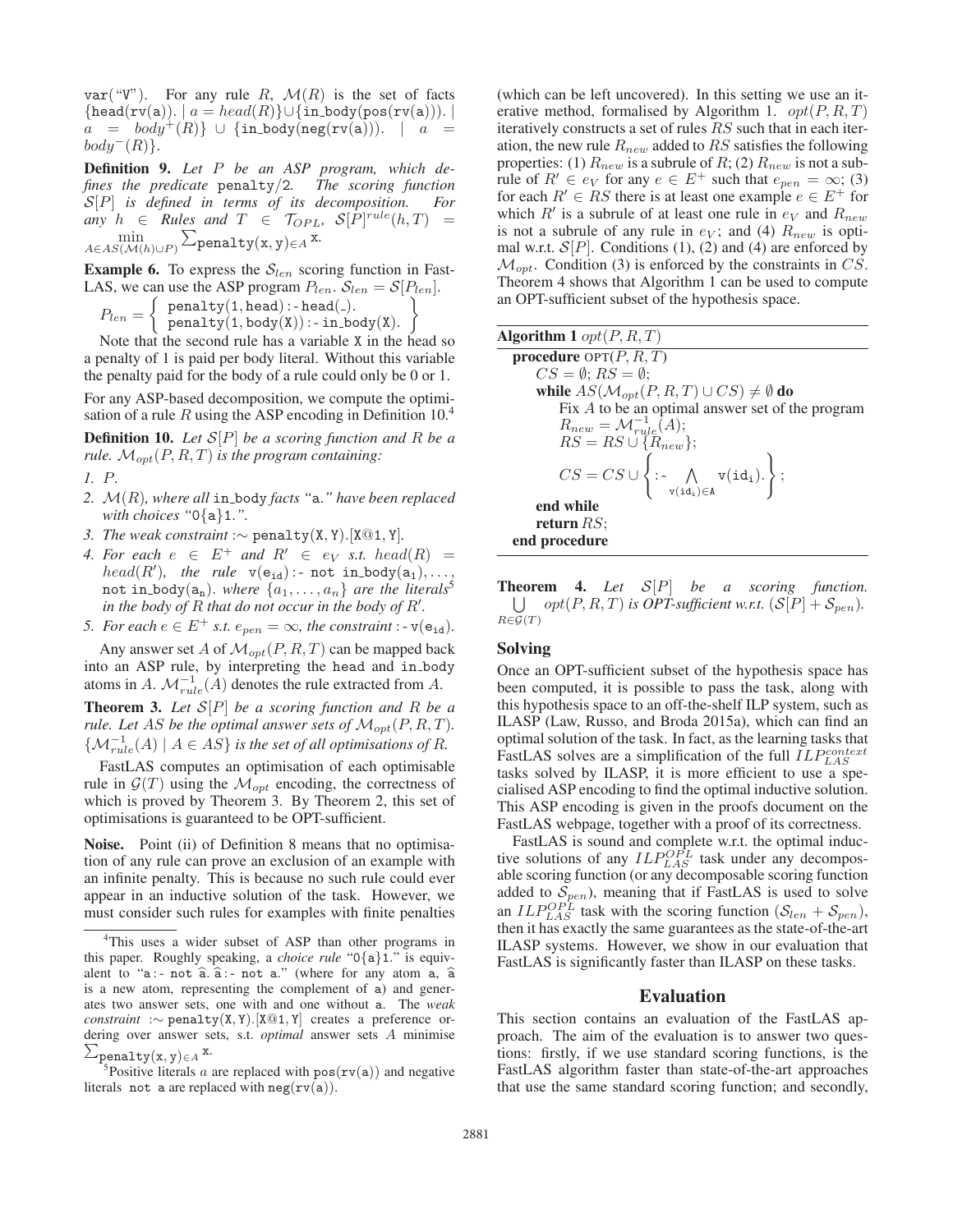var("V"). For any rule $R$, $\mathcal{M}(R)$ is the set of facts $\{$head(rv(a)). $\mid a = head(R)\} \cup \{$in_body(pos(rv(a))). $\mid a = body^{+}(R)\} \cup \{$in_body(neg(rv(a))). $\mid a = body^{-}(R)\}$.

**Definition 9.** *Let $P$ be an ASP program, which defines the predicate* penalty/2*. The scoring function $\mathcal{S}[P]$ is defined in terms of its decomposition. For any $h \in$ Rules and $T \in \mathcal{T}_{OPL}$, $\mathcal{S}[P]^{rule}(h, T) = \min_{A \in AS(\mathcal{M}(h) \cup P)} \sum_{\texttt{penalty(x, y)} \in A} \texttt{x}$.*

**Example 6.** To express the $\mathcal{S}_{len}$ scoring function in FastLAS, we can use the ASP program $P_{len}$. $\mathcal{S}_{len} = \mathcal{S}[P_{len}]$.

$$P_{len} = \left\{ \begin{array}{l} \texttt{penalty(1, head) :- head(\_).} \\ \texttt{penalty(1, body(X)) :- in\_body(X).} \end{array} \right\}$$

Note that the second rule has a variable X in the head so a penalty of 1 is paid per body literal. Without this variable the penalty paid for the body of a rule could only be 0 or 1.

For any ASP-based decomposition, we compute the optimisation of a rule $R$ using the ASP encoding in Definition 10.[4]

**Definition 10.** *Let $\mathcal{S}[P]$ be a scoring function and $R$ be a rule. $\mathcal{M}_{opt}(P, R, T)$ is the program containing:*

1. *$P$.*
2. *$\mathcal{M}(R)$, where all* in_body *facts "*a.*" have been replaced with choices "*0{a}1.*".*
3. *The weak constraint* :~ penalty(X, Y).[X@1, Y].
4. *For each $e \in E^{+}$ and $R' \in e_V$ s.t. $head(R) = head(R')$, the rule* $\texttt{v(e}_{\texttt{id}}\texttt{) :- not in\_body(a}_1\texttt{)}, \ldots,$ $\texttt{not in\_body(a}_n\texttt{)}$. *where $\{a_1, \ldots, a_n\}$ are the literals[5] in the body of $R$ that do not occur in the body of $R'$.*
5. *For each $e \in E^{+}$ s.t. $e_{pen} = \infty$, the constraint* $\texttt{:- v(e}_{\texttt{id}}\texttt{)}$.

Any answer set $A$ of $\mathcal{M}_{opt}(P, R, T)$ can be mapped back into an ASP rule, by interpreting the head and in_body atoms in $A$. $\mathcal{M}^{-1}_{rule}(A)$ denotes the rule extracted from $A$.

**Theorem 3.** *Let $\mathcal{S}[P]$ be a scoring function and $R$ be a rule. Let $AS$ be the optimal answer sets of $\mathcal{M}_{opt}(P, R, T)$. $\{\mathcal{M}^{-1}_{rule}(A) \mid A \in AS\}$ is the set of all optimisations of $R$.*

FastLAS computes an optimisation of each optimisable rule in $\mathcal{G}(T)$ using the $\mathcal{M}_{opt}$ encoding, the correctness of which is proved by Theorem 3. By Theorem 2, this set of optimisations is guaranteed to be OPT-sufficient.

**Noise.** Point (ii) of Definition 8 means that no optimisation of any rule can prove an exclusion of an example with an infinite penalty. This is because no such rule could ever appear in an inductive solution of the task. However, we must consider such rules for examples with finite penalties (which can be left uncovered). In this setting we use an iterative method, formalised by Algorithm 1. $opt(P, R, T)$ iteratively constructs a set of rules $RS$ such that in each iteration, the new rule $R_{new}$ added to $RS$ satisfies the following properties: (1) $R_{new}$ is a subrule of $R$; (2) $R_{new}$ is not a subrule of $R' \in e_V$ for any $e \in E^{+}$ such that $e_{pen} = \infty$; (3) for each $R' \in RS$ there is at least one example $e \in E^{+}$ for which $R'$ is a subrule of at least one rule in $e_V$ and $R_{new}$ is not a subrule of any rule in $e_V$; and (4) $R_{new}$ is optimal w.r.t. $\mathcal{S}[P]$. Conditions (1), (2) and (4) are enforced by $\mathcal{M}_{opt}$. Condition (3) is enforced by the constraints in $CS$. Theorem 4 shows that Algorithm 1 can be used to compute an OPT-sufficient subset of the hypothesis space.

**Algorithm 1** $opt(P, R, T)$

> **procedure** OPT($P, R, T$)
> $CS = \emptyset$; $RS = \emptyset$;
> **while** $AS(\mathcal{M}_{opt}(P, R, T) \cup CS) \neq \emptyset$ **do**
> Fix $A$ to be an optimal answer set of the program
> $R_{new} = \mathcal{M}^{-1}_{rule}(A)$;
> $RS = RS \cup \{R_{new}\}$;
> $CS = CS \cup \left\{ \texttt{:-} \bigwedge_{\texttt{v(id}_\texttt{i}\texttt{)} \in \texttt{A}} \texttt{v(id}_\texttt{i}\texttt{)}. \right\}$;
> **end while**
> **return** $RS$;
> **end procedure**

**Theorem 4.** *Let $\mathcal{S}[P]$ be a scoring function. $\bigcup_{R \in \mathcal{G}(T)} opt(P, R, T)$ is OPT-sufficient w.r.t. $(\mathcal{S}[P] + \mathcal{S}_{pen})$.*

## Solving

Once an OPT-sufficient subset of the hypothesis space has been computed, it is possible to pass the task, along with this hypothesis space to an off-the-shelf ILP system, such as ILASP (Law, Russo, and Broda 2015a), which can find an optimal solution of the task. In fact, as the learning tasks that FastLAS solves are a simplification of the full $ILP^{context}_{LAS}$ tasks solved by ILASP, it is more efficient to use a specialised ASP encoding to find the optimal inductive solution. This ASP encoding is given in the proofs document on the FastLAS webpage, together with a proof of its correctness.

FastLAS is sound and complete w.r.t. the optimal inductive solutions of any $ILP^{OPL}_{LAS}$ task under any decomposable scoring function (or any decomposable scoring function added to $\mathcal{S}_{pen}$), meaning that if FastLAS is used to solve an $ILP^{OPL}_{LAS}$ task with the scoring function $(\mathcal{S}_{len} + \mathcal{S}_{pen})$, then it has exactly the same guarantees as the state-of-the-art ILASP systems. However, we show in our evaluation that FastLAS is significantly faster than ILASP on these tasks.

## Evaluation

This section contains an evaluation of the FastLAS approach. The aim of the evaluation is to answer two questions: firstly, if we use standard scoring functions, is the FastLAS algorithm faster than state-of-the-art approaches that use the same standard scoring function; and secondly,

---

[4] This uses a wider subset of ASP than other programs in this paper. Roughly speaking, a *choice rule* "0{a}1." is equivalent to "a:- not $\hat{\texttt{a}}$. $\hat{\texttt{a}}$:- not a." (where for any atom a, $\hat{\texttt{a}}$ is a new atom, representing the complement of a) and generates two answer sets, one with and one without a. The *weak constraint* :~ penalty(X, Y).[X@1, Y] creates a preference ordering over answer sets, s.t. *optimal* answer sets $A$ minimise $\sum_{\texttt{penalty(x, y)} \in A} \texttt{x}$.

[5] Positive literals $a$ are replaced with pos(rv(a)) and negative literals not a are replaced with neg(rv(a)).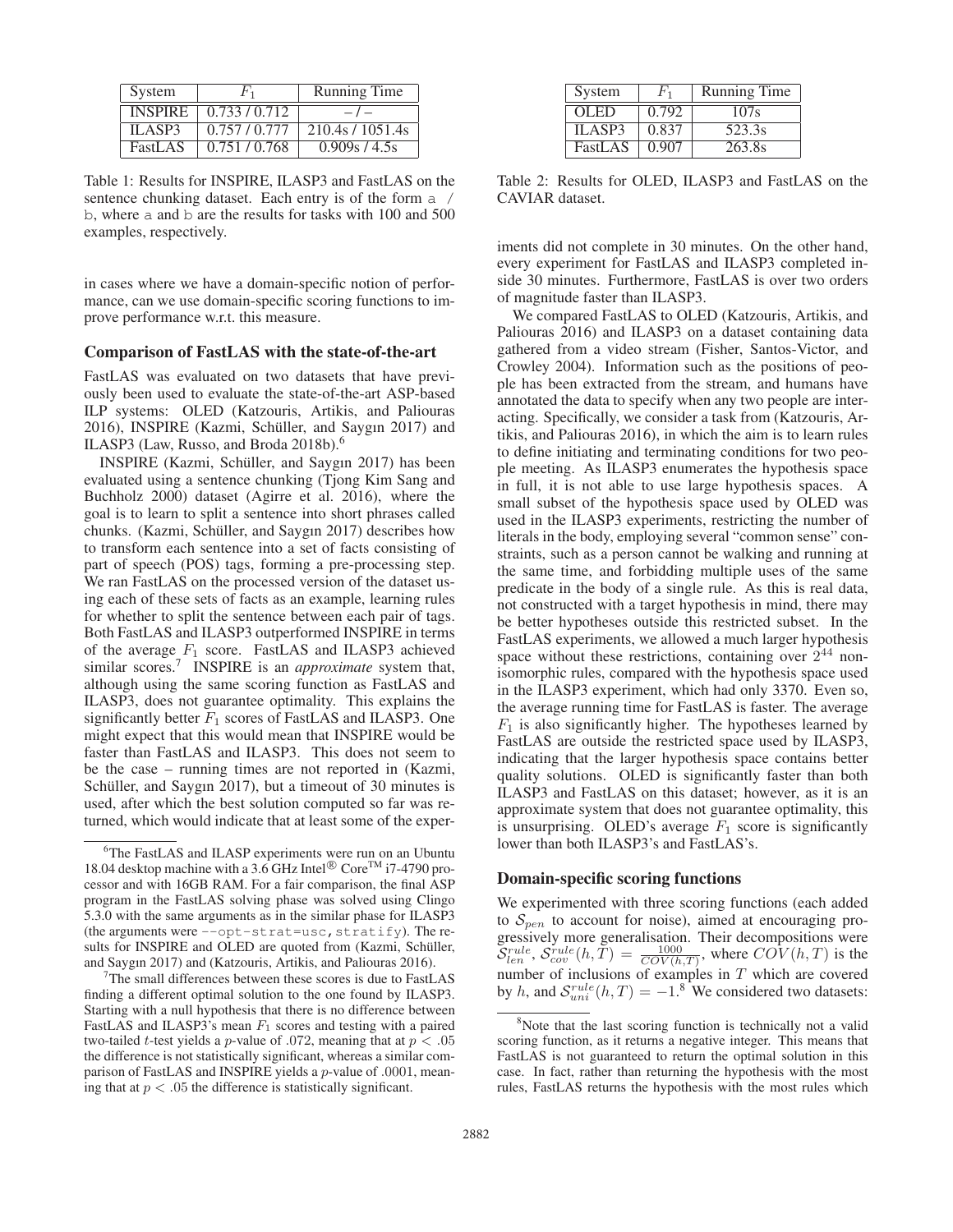| System | $F_1$ | Running Time |
|---|---|---|
| INSPIRE | 0.733 / 0.712 | – / – |
| ILASP3 | 0.757 / 0.777 | 210.4s / 1051.4s |
| FastLAS | 0.751 / 0.768 | 0.909s / 4.5s |

Table 1: Results for INSPIRE, ILASP3 and FastLAS on the sentence chunking dataset. Each entry is of the form `a / b`, where `a` and `b` are the results for tasks with 100 and 500 examples, respectively.

in cases where we have a domain-specific notion of performance, can we use domain-specific scoring functions to improve performance w.r.t. this measure.

### Comparison of FastLAS with the state-of-the-art

FastLAS was evaluated on two datasets that have previously been used to evaluate the state-of-the-art ASP-based ILP systems: OLED (Katzouris, Artikis, and Paliouras 2016), INSPIRE (Kazmi, Schüller, and Saygın 2017) and ILASP3 (Law, Russo, and Broda 2018b).[6]

INSPIRE (Kazmi, Schüller, and Saygın 2017) has been evaluated using a sentence chunking (Tjong Kim Sang and Buchholz 2000) dataset (Agirre et al. 2016), where the goal is to learn to split a sentence into short phrases called chunks. (Kazmi, Schüller, and Saygın 2017) describes how to transform each sentence into a set of facts consisting of part of speech (POS) tags, forming a pre-processing step. We ran FastLAS on the processed version of the dataset using each of these sets of facts as an example, learning rules for whether to split the sentence between each pair of tags. Both FastLAS and ILASP3 outperformed INSPIRE in terms of the average $F_1$ score. FastLAS and ILASP3 achieved similar scores.[7] INSPIRE is an *approximate* system that, although using the same scoring function as FastLAS and ILASP3, does not guarantee optimality. This explains the significantly better $F_1$ scores of FastLAS and ILASP3. One might expect that this would mean that INSPIRE would be faster than FastLAS and ILASP3. This does not seem to be the case – running times are not reported in (Kazmi, Schüller, and Saygın 2017), but a timeout of 30 minutes is used, after which the best solution computed so far was returned, which would indicate that at least some of the experiments did not complete in 30 minutes. On the other hand, every experiment for FastLAS and ILASP3 completed inside 30 minutes. Furthermore, FastLAS is over two orders of magnitude faster than ILASP3.

| System | $F_1$ | Running Time |
|---|---|---|
| OLED | 0.792 | 107s |
| ILASP3 | 0.837 | 523.3s |
| FastLAS | 0.907 | 263.8s |

Table 2: Results for OLED, ILASP3 and FastLAS on the CAVIAR dataset.

We compared FastLAS to OLED (Katzouris, Artikis, and Paliouras 2016) and ILASP3 on a dataset containing data gathered from a video stream (Fisher, Santos-Victor, and Crowley 2004). Information such as the positions of people has been extracted from the stream, and humans have annotated the data to specify when any two people are interacting. Specifically, we consider a task from (Katzouris, Artikis, and Paliouras 2016), in which the aim is to learn rules to define initiating and terminating conditions for two people meeting. As ILASP3 enumerates the hypothesis space in full, it is not able to use large hypothesis spaces. A small subset of the hypothesis space used by OLED was used in the ILASP3 experiments, restricting the number of literals in the body, employing several "common sense" constraints, such as a person cannot be walking and running at the same time, and forbidding multiple uses of the same predicate in the body of a single rule. As this is real data, not constructed with a target hypothesis in mind, there may be better hypotheses outside this restricted subset. In the FastLAS experiments, we allowed a much larger hypothesis space without these restrictions, containing over $2^{44}$ non-isomorphic rules, compared with the hypothesis space used in the ILASP3 experiment, which had only 3370. Even so, the average running time for FastLAS is faster. The average $F_1$ is also significantly higher. The hypotheses learned by FastLAS are outside the restricted space used by ILASP3, indicating that the larger hypothesis space contains better quality solutions. OLED is significantly faster than both ILASP3 and FastLAS on this dataset; however, as it is an approximate system that does not guarantee optimality, this is unsurprising. OLED's average $F_1$ score is significantly lower than both ILASP3's and FastLAS's.

### Domain-specific scoring functions

We experimented with three scoring functions (each added to $\mathcal{S}_{pen}$ to account for noise), aimed at encouraging progressively more generalisation. Their decompositions were $\mathcal{S}^{rule}_{len}$, $\mathcal{S}^{rule}_{cov}(h, T) = \frac{1000}{COV(h,T)}$, where $COV(h, T)$ is the number of inclusions of examples in $T$ which are covered by $h$, and $\mathcal{S}^{rule}_{uni}(h, T) = -1$.[8] We considered two datasets:

---

[6] The FastLAS and ILASP experiments were run on an Ubuntu 18.04 desktop machine with a 3.6 GHz Intel® Core™ i7-4790 processor and with 16GB RAM. For a fair comparison, the final ASP program in the FastLAS solving phase was solved using Clingo 5.3.0 with the same arguments as in the similar phase for ILASP3 (the arguments were `--opt-strat=usc,stratify`). The results for INSPIRE and OLED are quoted from (Kazmi, Schüller, and Saygın 2017) and (Katzouris, Artikis, and Paliouras 2016).

[7] The small differences between these scores is due to FastLAS finding a different optimal solution to the one found by ILASP3. Starting with a null hypothesis that there is no difference between FastLAS and ILASP3's mean $F_1$ scores and testing with a paired two-tailed $t$-test yields a $p$-value of .072, meaning that at $p < .05$ the difference is not statistically significant, whereas a similar comparison of FastLAS and INSPIRE yields a $p$-value of .0001, meaning that at $p < .05$ the difference is statistically significant.

[8] Note that the last scoring function is technically not a valid scoring function, as it returns a negative integer. This means that FastLAS is not guaranteed to return the optimal solution in this case. In fact, rather than returning the hypothesis with the most rules, FastLAS returns the hypothesis with the most rules which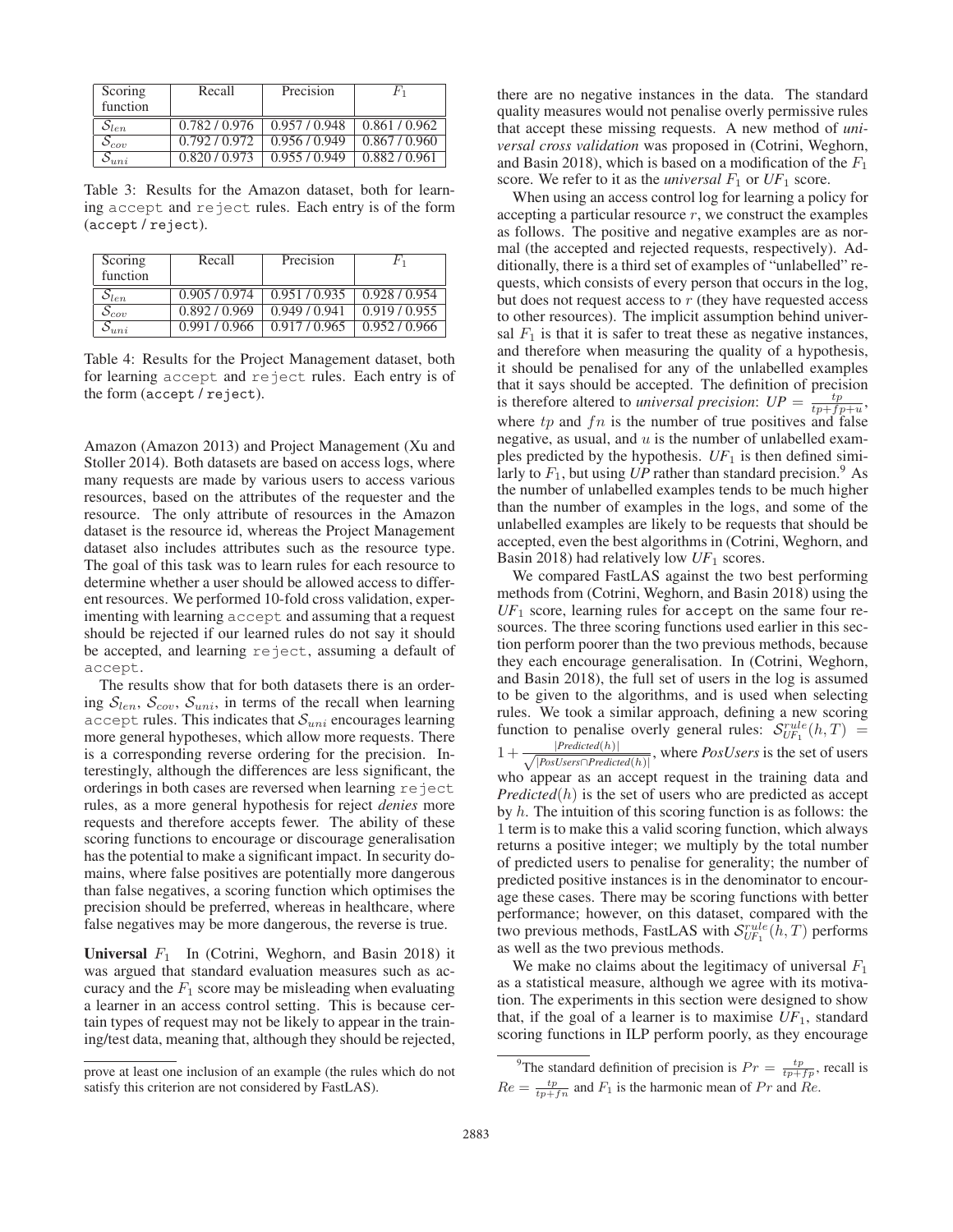| Scoring function | Recall | Precision | $F_1$ |
|---|---|---|---|
| $\mathcal{S}_{len}$ | 0.782 / 0.976 | 0.957 / 0.948 | 0.861 / 0.962 |
| $\mathcal{S}_{cov}$ | 0.792 / 0.972 | 0.956 / 0.949 | 0.867 / 0.960 |
| $\mathcal{S}_{uni}$ | 0.820 / 0.973 | 0.955 / 0.949 | 0.882 / 0.961 |

Table 3: Results for the Amazon dataset, both for learning `accept` and `reject` rules. Each entry is of the form (`accept` / `reject`).

| Scoring function | Recall | Precision | $F_1$ |
|---|---|---|---|
| $\mathcal{S}_{len}$ | 0.905 / 0.974 | 0.951 / 0.935 | 0.928 / 0.954 |
| $\mathcal{S}_{cov}$ | 0.892 / 0.969 | 0.949 / 0.941 | 0.919 / 0.955 |
| $\mathcal{S}_{uni}$ | 0.991 / 0.966 | 0.917 / 0.965 | 0.952 / 0.966 |

Table 4: Results for the Project Management dataset, both for learning `accept` and `reject` rules. Each entry is of the form (`accept` / `reject`).

Amazon (Amazon 2013) and Project Management (Xu and Stoller 2014). Both datasets are based on access logs, where many requests are made by various users to access various resources, based on the attributes of the requester and the resource. The only attribute of resources in the Amazon dataset is the resource id, whereas the Project Management dataset also includes attributes such as the resource type. The goal of this task was to learn rules for each resource to determine whether a user should be allowed access to different resources. We performed 10-fold cross validation, experimenting with learning `accept` and assuming that a request should be rejected if our learned rules do not say it should be accepted, and learning `reject`, assuming a default of `accept`.

The results show that for both datasets there is an ordering $\mathcal{S}_{len}$, $\mathcal{S}_{cov}$, $\mathcal{S}_{uni}$, in terms of the recall when learning `accept` rules. This indicates that $\mathcal{S}_{uni}$ encourages learning more general hypotheses, which allow more requests. There is a corresponding reverse ordering for the precision. Interestingly, although the differences are less significant, the orderings in both cases are reversed when learning `reject` rules, as a more general hypothesis for reject *denies* more requests and therefore accepts fewer. The ability of these scoring functions to encourage or discourage generalisation has the potential to make a significant impact. In security domains, where false positives are potentially more dangerous than false negatives, a scoring function which optimises the precision should be preferred, whereas in healthcare, where false negatives may be more dangerous, the reverse is true.

**Universal $F_1$** In (Cotrini, Weghorn, and Basin 2018) it was argued that standard evaluation measures such as accuracy and the $F_1$ score may be misleading when evaluating a learner in an access control setting. This is because certain types of request may not be likely to appear in the training/test data, meaning that, although they should be rejected, there are no negative instances in the data. The standard quality measures would not penalise overly permissive rules that accept these missing requests. A new method of *universal cross validation* was proposed in (Cotrini, Weghorn, and Basin 2018), which is based on a modification of the $F_1$ score. We refer to it as the *universal* $F_1$ or $UF_1$ score.

When using an access control log for learning a policy for accepting a particular resource $r$, we construct the examples as follows. The positive and negative examples are as normal (the accepted and rejected requests, respectively). Additionally, there is a third set of examples of "unlabelled" requests, which consists of every person that occurs in the log, but does not request access to $r$ (they have requested access to other resources). The implicit assumption behind universal $F_1$ is that it is safer to treat these as negative instances, and therefore when measuring the quality of a hypothesis, it should be penalised for any of the unlabelled examples that it says should be accepted. The definition of precision is therefore altered to *universal precision*: $UP = \frac{tp}{tp+fp+u}$, where $tp$ and $fn$ is the number of true positives and false negative, as usual, and $u$ is the number of unlabelled examples predicted by the hypothesis. $UF_1$ is then defined similarly to $F_1$, but using $UP$ rather than standard precision.[9] As the number of unlabelled examples tends to be much higher than the number of examples in the logs, and some of the unlabelled examples are likely to be requests that should be accepted, even the best algorithms in (Cotrini, Weghorn, and Basin 2018) had relatively low $UF_1$ scores.

We compared FastLAS against the two best performing methods from (Cotrini, Weghorn, and Basin 2018) using the $UF_1$ score, learning rules for `accept` on the same four resources. The three scoring functions used earlier in this section perform poorer than the two previous methods, because they each encourage generalisation. In (Cotrini, Weghorn, and Basin 2018), the full set of users in the log is assumed to be given to the algorithms, and is used when selecting rules. We took a similar approach, defining a new scoring function to penalise overly general rules: $\mathcal{S}^{rule}_{UF_1}(h, T) = 1 + \frac{|Predicted(h)|}{\sqrt{|PosUsers \cap Predicted(h)|}}$, where *PosUsers* is the set of users who appear as an accept request in the training data and *Predicted*$(h)$ is the set of users who are predicted as accept by $h$. The intuition of this scoring function is as follows: the 1 term is to make this a valid scoring function, which always returns a positive integer; we multiply by the total number of predicted users to penalise for generality; the number of predicted positive instances is in the denominator to encourage these cases. There may be scoring functions with better performance; however, on this dataset, compared with the two previous methods, FastLAS with $\mathcal{S}^{rule}_{UF_1}(h, T)$ performs as well as the two previous methods.

We make no claims about the legitimacy of universal $F_1$ as a statistical measure, although we agree with its motivation. The experiments in this section were designed to show that, if the goal of a learner is to maximise $UF_1$, standard scoring functions in ILP perform poorly, as they encourage

---

prove at least one inclusion of an example (the rules which do not satisfy this criterion are not considered by FastLAS).

[9] The standard definition of precision is $Pr = \frac{tp}{tp+fp}$, recall is $Re = \frac{tp}{tp+fn}$ and $F_1$ is the harmonic mean of $Pr$ and $Re$.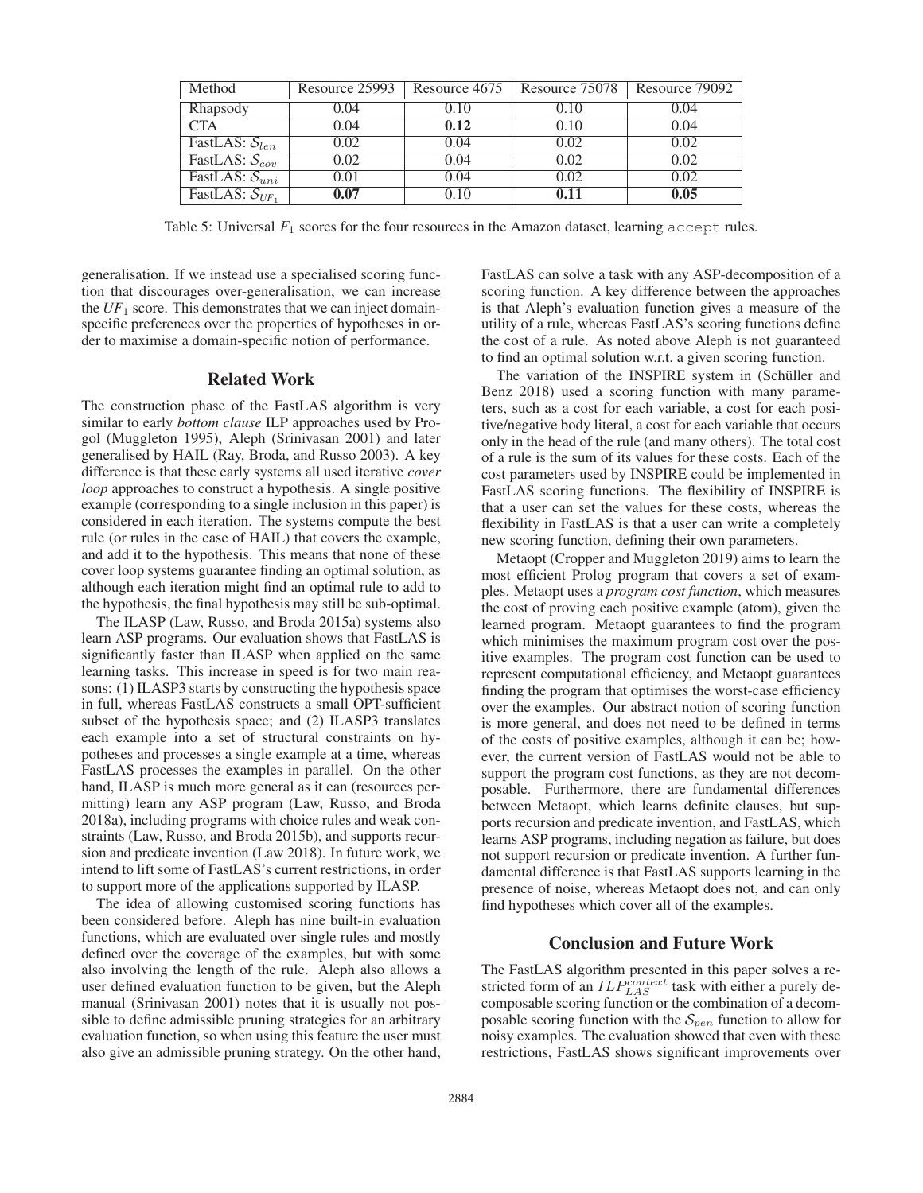| Method | Resource 25993 | Resource 4675 | Resource 75078 | Resource 79092 |
|---|---|---|---|---|
| Rhapsody | 0.04 | 0.10 | 0.10 | 0.04 |
| CTA | 0.04 | **0.12** | 0.10 | 0.04 |
| FastLAS: $\mathcal{S}_{len}$ | 0.02 | 0.04 | 0.02 | 0.02 |
| FastLAS: $\mathcal{S}_{cov}$ | 0.02 | 0.04 | 0.02 | 0.02 |
| FastLAS: $\mathcal{S}_{uni}$ | 0.01 | 0.04 | 0.02 | 0.02 |
| FastLAS: $\mathcal{S}_{UF_1}$ | **0.07** | 0.10 | **0.11** | **0.05** |

Table 5: Universal $F_1$ scores for the four resources in the Amazon dataset, learning `accept` rules.

generalisation. If we instead use a specialised scoring function that discourages over-generalisation, we can increase the $UF_1$ score. This demonstrates that we can inject domain-specific preferences over the properties of hypotheses in order to maximise a domain-specific notion of performance.

## Related Work

The construction phase of the FastLAS algorithm is very similar to early *bottom clause* ILP approaches used by Progol (Muggleton 1995), Aleph (Srinivasan 2001) and later generalised by HAIL (Ray, Broda, and Russo 2003). A key difference is that these early systems all used iterative *cover loop* approaches to construct a hypothesis. A single positive example (corresponding to a single inclusion in this paper) is considered in each iteration. The systems compute the best rule (or rules in the case of HAIL) that covers the example, and add it to the hypothesis. This means that none of these cover loop systems guarantee finding an optimal solution, as although each iteration might find an optimal rule to add to the hypothesis, the final hypothesis may still be sub-optimal.

The ILASP (Law, Russo, and Broda 2015a) systems also learn ASP programs. Our evaluation shows that FastLAS is significantly faster than ILASP when applied on the same learning tasks. This increase in speed is for two main reasons: (1) ILASP3 starts by constructing the hypothesis space in full, whereas FastLAS constructs a small OPT-sufficient subset of the hypothesis space; and (2) ILASP3 translates each example into a set of structural constraints on hypotheses and processes a single example at a time, whereas FastLAS processes the examples in parallel. On the other hand, ILASP is much more general as it can (resources permitting) learn any ASP program (Law, Russo, and Broda 2018a), including programs with choice rules and weak constraints (Law, Russo, and Broda 2015b), and supports recursion and predicate invention (Law 2018). In future work, we intend to lift some of FastLAS's current restrictions, in order to support more of the applications supported by ILASP.

The idea of allowing customised scoring functions has been considered before. Aleph has nine built-in evaluation functions, which are evaluated over single rules and mostly defined over the coverage of the examples, but with some also involving the length of the rule. Aleph also allows a user defined evaluation function to be given, but the Aleph manual (Srinivasan 2001) notes that it is usually not possible to define admissible pruning strategies for an arbitrary evaluation function, so when using this feature the user must also give an admissible pruning strategy. On the other hand, FastLAS can solve a task with any ASP-decomposition of a scoring function. A key difference between the approaches is that Aleph's evaluation function gives a measure of the utility of a rule, whereas FastLAS's scoring functions define the cost of a rule. As noted above Aleph is not guaranteed to find an optimal solution w.r.t. a given scoring function.

The variation of the INSPIRE system in (Schüller and Benz 2018) used a scoring function with many parameters, such as a cost for each variable, a cost for each positive/negative body literal, a cost for each variable that occurs only in the head of the rule (and many others). The total cost of a rule is the sum of its values for these costs. Each of the cost parameters used by INSPIRE could be implemented in FastLAS scoring functions. The flexibility of INSPIRE is that a user can set the values for these costs, whereas the flexibility in FastLAS is that a user can write a completely new scoring function, defining their own parameters.

Metaopt (Cropper and Muggleton 2019) aims to learn the most efficient Prolog program that covers a set of examples. Metaopt uses a *program cost function*, which measures the cost of proving each positive example (atom), given the learned program. Metaopt guarantees to find the program which minimises the maximum program cost over the positive examples. The program cost function can be used to represent computational efficiency, and Metaopt guarantees finding the program that optimises the worst-case efficiency over the examples. Our abstract notion of scoring function is more general, and does not need to be defined in terms of the costs of positive examples, although it can be; however, the current version of FastLAS would not be able to support the program cost functions, as they are not decomposable. Furthermore, there are fundamental differences between Metaopt, which learns definite clauses, but supports recursion and predicate invention, and FastLAS, which learns ASP programs, including negation as failure, but does not support recursion or predicate invention. A further fundamental difference is that FastLAS supports learning in the presence of noise, whereas Metaopt does not, and can only find hypotheses which cover all of the examples.

## Conclusion and Future Work

The FastLAS algorithm presented in this paper solves a restricted form of an $ILP_{LAS}^{context}$ task with either a purely decomposable scoring function or the combination of a decomposable scoring function with the $\mathcal{S}_{pen}$ function to allow for noisy examples. The evaluation showed that even with these restrictions, FastLAS shows significant improvements over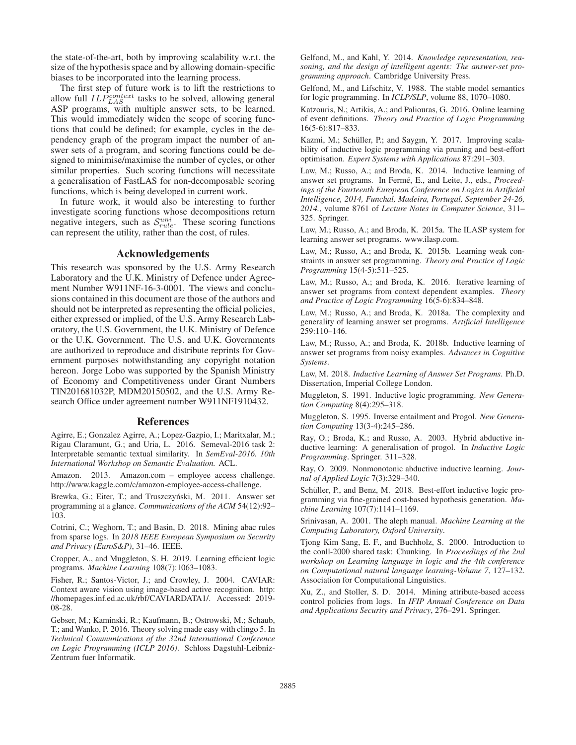the state-of-the-art, both by improving scalability w.r.t. the size of the hypothesis space and by allowing domain-specific biases to be incorporated into the learning process.

The first step of future work is to lift the restrictions to allow full $ILP_{LAS}^{context}$ tasks to be solved, allowing general ASP programs, with multiple answer sets, to be learned. This would immediately widen the scope of scoring functions that could be defined; for example, cycles in the dependency graph of the program impact the number of answer sets of a program, and scoring functions could be designed to minimise/maximise the number of cycles, or other similar properties. Such scoring functions will necessitate a generalisation of FastLAS for non-decomposable scoring functions, which is being developed in current work.

In future work, it would also be interesting to further investigate scoring functions whose decompositions return negative integers, such as $\mathcal{S}_{rule}^{uni}$. These scoring functions can represent the utility, rather than the cost, of rules.

## Acknowledgements

This research was sponsored by the U.S. Army Research Laboratory and the U.K. Ministry of Defence under Agreement Number W911NF-16-3-0001. The views and conclusions contained in this document are those of the authors and should not be interpreted as representing the official policies, either expressed or implied, of the U.S. Army Research Laboratory, the U.S. Government, the U.K. Ministry of Defence or the U.K. Government. The U.S. and U.K. Governments are authorized to reproduce and distribute reprints for Government purposes notwithstanding any copyright notation hereon. Jorge Lobo was supported by the Spanish Ministry of Economy and Competitiveness under Grant Numbers TIN201681032P, MDM20150502, and the U.S. Army Research Office under agreement number W911NF1910432.

## References

Agirre, E.; Gonzalez Agirre, A.; Lopez-Gazpio, I.; Maritxalar, M.; Rigau Claramunt, G.; and Uria, L. 2016. Semeval-2016 task 2: Interpretable semantic textual similarity. In *SemEval-2016. 10th International Workshop on Semantic Evaluation.* ACL.

Amazon. 2013. Amazon.com – employee access challenge. http://www.kaggle.com/c/amazon-employee-access-challenge.

Brewka, G.; Eiter, T.; and Truszczyński, M. 2011. Answer set programming at a glance. *Communications of the ACM* 54(12):92–103.

Cotrini, C.; Weghorn, T.; and Basin, D. 2018. Mining abac rules from sparse logs. In *2018 IEEE European Symposium on Security and Privacy (EuroS&P)*, 31–46. IEEE.

Cropper, A., and Muggleton, S. H. 2019. Learning efficient logic programs. *Machine Learning* 108(7):1063–1083.

Fisher, R.; Santos-Victor, J.; and Crowley, J. 2004. CAVIAR: Context aware vision using image-based active recognition. http://homepages.inf.ed.ac.uk/rbf/CAVIARDATA1/. Accessed: 2019-08-28.

Gebser, M.; Kaminski, R.; Kaufmann, B.; Ostrowski, M.; Schaub, T.; and Wanko, P. 2016. Theory solving made easy with clingo 5. In *Technical Communications of the 32nd International Conference on Logic Programming (ICLP 2016)*. Schloss Dagstuhl-Leibniz-Zentrum fuer Informatik.

Gelfond, M., and Kahl, Y. 2014. *Knowledge representation, reasoning, and the design of intelligent agents: The answer-set programming approach*. Cambridge University Press.

Gelfond, M., and Lifschitz, V. 1988. The stable model semantics for logic programming. In *ICLP/SLP*, volume 88, 1070–1080.

Katzouris, N.; Artikis, A.; and Paliouras, G. 2016. Online learning of event definitions. *Theory and Practice of Logic Programming* 16(5-6):817–833.

Kazmi, M.; Schüller, P.; and Saygın, Y. 2017. Improving scalability of inductive logic programming via pruning and best-effort optimisation. *Expert Systems with Applications* 87:291–303.

Law, M.; Russo, A.; and Broda, K. 2014. Inductive learning of answer set programs. In Fermé, E., and Leite, J., eds., *Proceedings of the Fourteenth European Conference on Logics in Artificial Intelligence, 2014, Funchal, Madeira, Portugal, September 24-26, 2014.*, volume 8761 of *Lecture Notes in Computer Science*, 311–325. Springer.

Law, M.; Russo, A.; and Broda, K. 2015a. The ILASP system for learning answer set programs. www.ilasp.com.

Law, M.; Russo, A.; and Broda, K. 2015b. Learning weak constraints in answer set programming. *Theory and Practice of Logic Programming* 15(4-5):511–525.

Law, M.; Russo, A.; and Broda, K. 2016. Iterative learning of answer set programs from context dependent examples. *Theory and Practice of Logic Programming* 16(5-6):834–848.

Law, M.; Russo, A.; and Broda, K. 2018a. The complexity and generality of learning answer set programs. *Artificial Intelligence* 259:110–146.

Law, M.; Russo, A.; and Broda, K. 2018b. Inductive learning of answer set programs from noisy examples. *Advances in Cognitive Systems*.

Law, M. 2018. *Inductive Learning of Answer Set Programs*. Ph.D. Dissertation, Imperial College London.

Muggleton, S. 1991. Inductive logic programming. *New Generation Computing* 8(4):295–318.

Muggleton, S. 1995. Inverse entailment and Progol. *New Generation Computing* 13(3-4):245–286.

Ray, O.; Broda, K.; and Russo, A. 2003. Hybrid abductive inductive learning: A generalisation of progol. In *Inductive Logic Programming*. Springer. 311–328.

Ray, O. 2009. Nonmonotonic abductive inductive learning. *Journal of Applied Logic* 7(3):329–340.

Schüller, P., and Benz, M. 2018. Best-effort inductive logic programming via fine-grained cost-based hypothesis generation. *Machine Learning* 107(7):1141–1169.

Srinivasan, A. 2001. The aleph manual. *Machine Learning at the Computing Laboratory, Oxford University*.

Tjong Kim Sang, E. F., and Buchholz, S. 2000. Introduction to the conll-2000 shared task: Chunking. In *Proceedings of the 2nd workshop on Learning language in logic and the 4th conference on Computational natural language learning-Volume 7*, 127–132. Association for Computational Linguistics.

Xu, Z., and Stoller, S. D. 2014. Mining attribute-based access control policies from logs. In *IFIP Annual Conference on Data and Applications Security and Privacy*, 276–291. Springer.